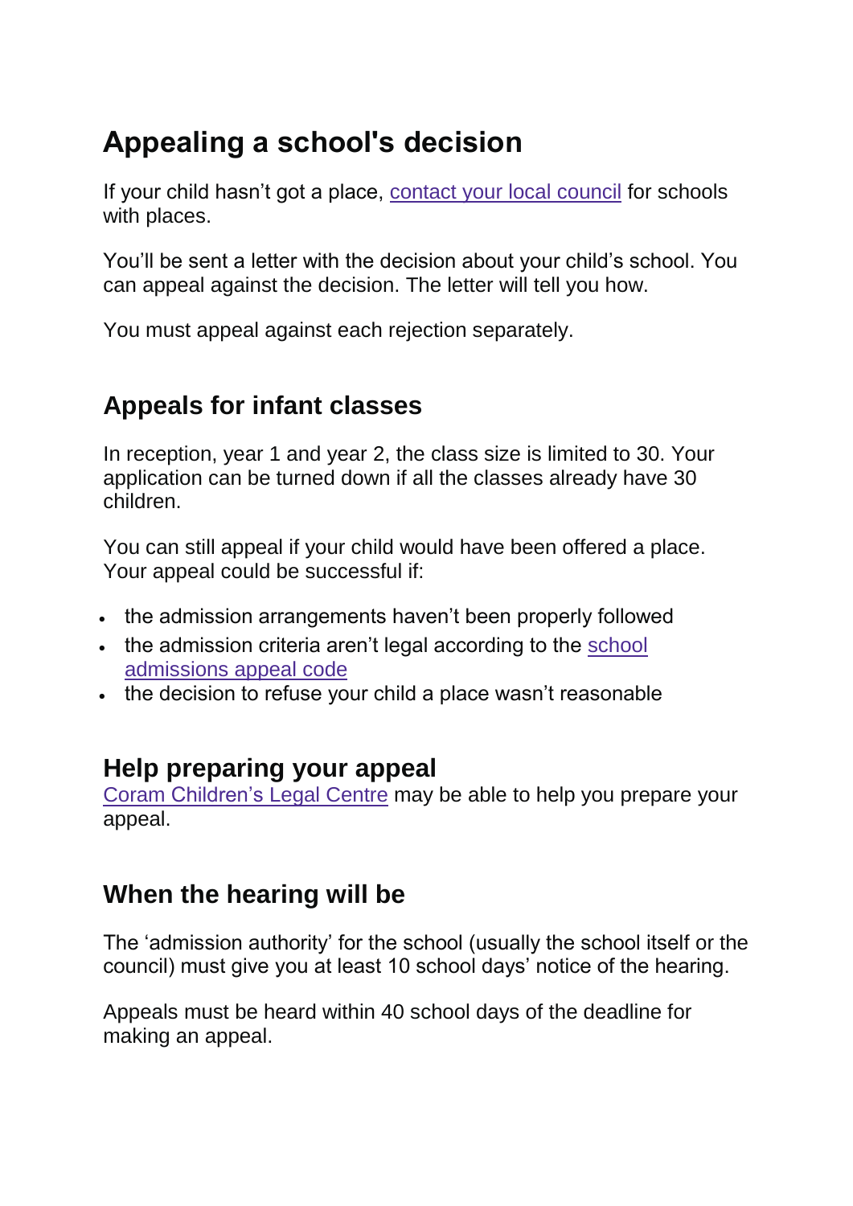# Appealing a school's decision

If your child hasn't got a place, [contact your local council] for schools with places.

You'll be sent a letter with the decision about your child's school. You can appeal against the decision. The letter will tell you how.

You must appeal against each rejection separately.

## Appeals for infant classes

In reception, year 1 and year 2, the class size is limited to 30. Your application can be turned down if all the classes already have 30 children.

You can still appeal if your child would have been offered a place. Your appeal could be successful if:

- the admission arrangements haven't been properly followed
- the admission criteria aren't legal according to the [school admissions appeal code]
- the decision to refuse your child a place wasn't reasonable

## Help preparing your appeal

[Coram Children's Legal Centre] may be able to help you prepare your appeal.

## When the hearing will be

The 'admission authority' for the school (usually the school itself or the council) must give you at least 10 school days' notice of the hearing.

Appeals must be heard within 40 school days of the deadline for making an appeal.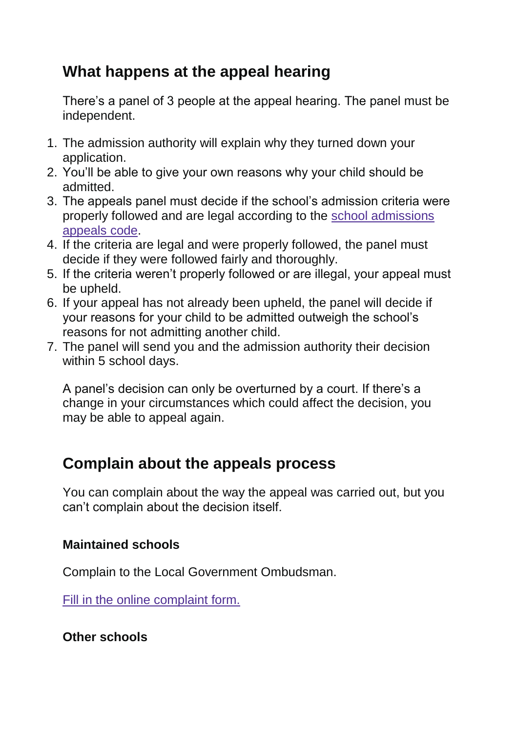## What happens at the appeal hearing

There's a panel of 3 people at the appeal hearing. The panel must be independent.

1. The admission authority will explain why they turned down your application.
2. You'll be able to give your own reasons why your child should be admitted.
3. The appeals panel must decide if the school's admission criteria were properly followed and are legal according to the [school admissions appeals code](#).
4. If the criteria are legal and were properly followed, the panel must decide if they were followed fairly and thoroughly.
5. If the criteria weren't properly followed or are illegal, your appeal must be upheld.
6. If your appeal has not already been upheld, the panel will decide if your reasons for your child to be admitted outweigh the school's reasons for not admitting another child.
7. The panel will send you and the admission authority their decision within 5 school days.

A panel's decision can only be overturned by a court. If there's a change in your circumstances which could affect the decision, you may be able to appeal again.

## Complain about the appeals process

You can complain about the way the appeal was carried out, but you can't complain about the decision itself.

### Maintained schools

Complain to the Local Government Ombudsman.

[Fill in the online complaint form.](#)

### Other schools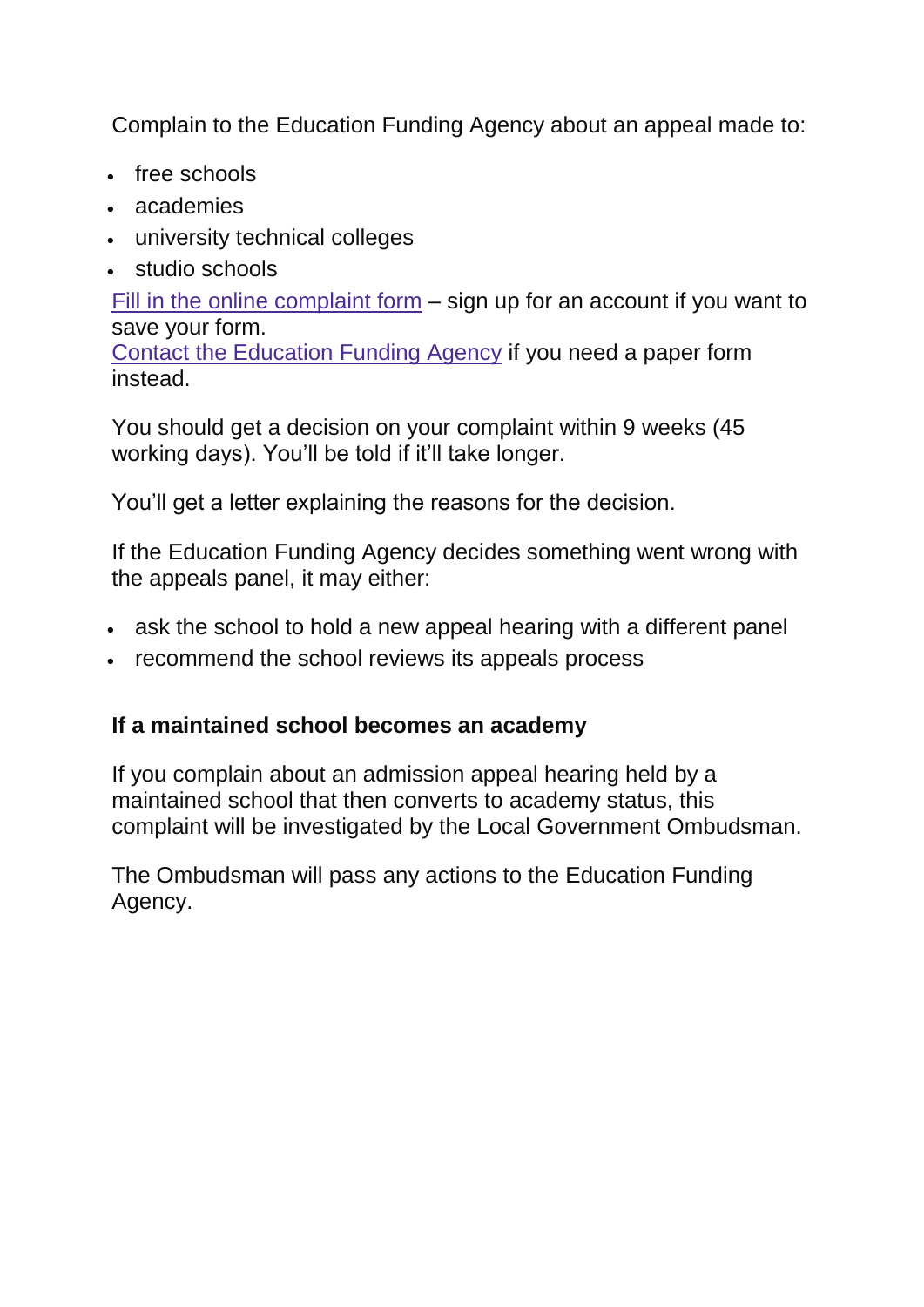Complain to the Education Funding Agency about an appeal made to:

- free schools
- academies
- university technical colleges
- studio schools

Fill in the online complaint form – sign up for an account if you want to save your form.
Contact the Education Funding Agency if you need a paper form instead.

You should get a decision on your complaint within 9 weeks (45 working days). You'll be told if it'll take longer.

You'll get a letter explaining the reasons for the decision.

If the Education Funding Agency decides something went wrong with the appeals panel, it may either:

- ask the school to hold a new appeal hearing with a different panel
- recommend the school reviews its appeals process

### If a maintained school becomes an academy

If you complain about an admission appeal hearing held by a maintained school that then converts to academy status, this complaint will be investigated by the Local Government Ombudsman.

The Ombudsman will pass any actions to the Education Funding Agency.